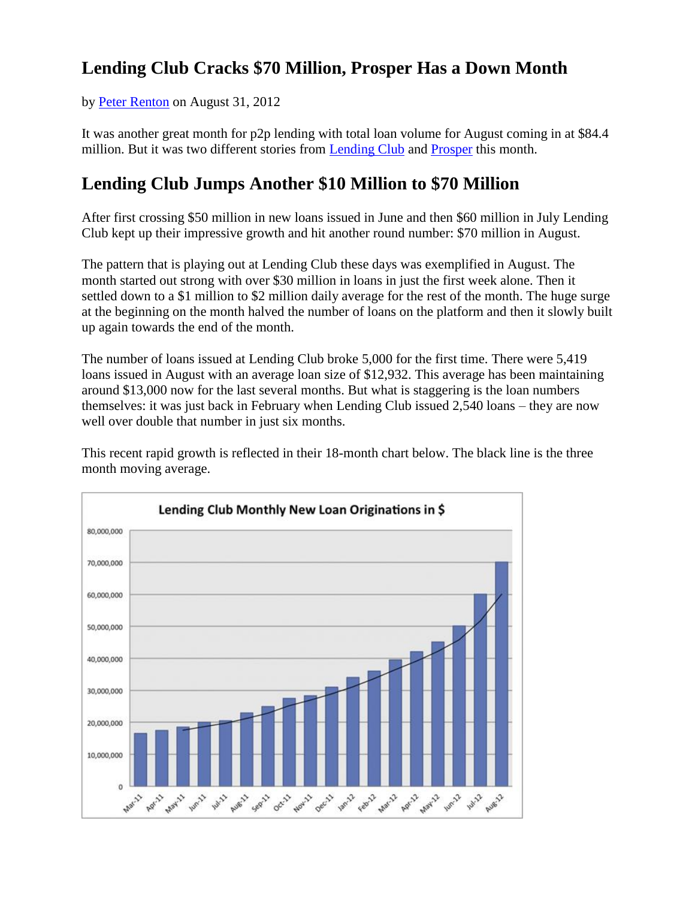# Lending Club Cracks $70 Million, Prosper Has a Down Month

by Peter Renton on August 31, 2012

It was another great month for p2p lending with total loan volume for August coming in at $84.4 million. But it was two different stories from Lending Club and Prosper this month.

## Lending Club Jumps Another $10 Million to $70 Million

After first crossing $50 million in new loans issued in June and then $60 million in July Lending Club kept up their impressive growth and hit another round number: $70 million in August.

The pattern that is playing out at Lending Club these days was exemplified in August. The month started out strong with over $30 million in loans in just the first week alone. Then it settled down to a $1 million to $2 million daily average for the rest of the month. The huge surge at the beginning on the month halved the number of loans on the platform and then it slowly built up again towards the end of the month.

The number of loans issued at Lending Club broke 5,000 for the first time. There were 5,419 loans issued in August with an average loan size of $12,932. This average has been maintaining around $13,000 now for the last several months. But what is staggering is the loan numbers themselves: it was just back in February when Lending Club issued 2,540 loans – they are now well over double that number in just six months.

This recent rapid growth is reflected in their 18-month chart below. The black line is the three month moving average.

Lending Club Monthly New Loan Originations in $

80,000,000
70,000,000
60,000,000
50,000,000
40,000,000
30,000,000
20,000,000
10,000,000
0

Mar-11 Apr-11 May-11 Jun-11 Jul-11 Aug-11 Sep-11 Oct-11 Nov-11 Dec-11 Jan-12 Feb-12 Mar-12 Apr-12 May-12 Jun-12 Jul-12 Aug-12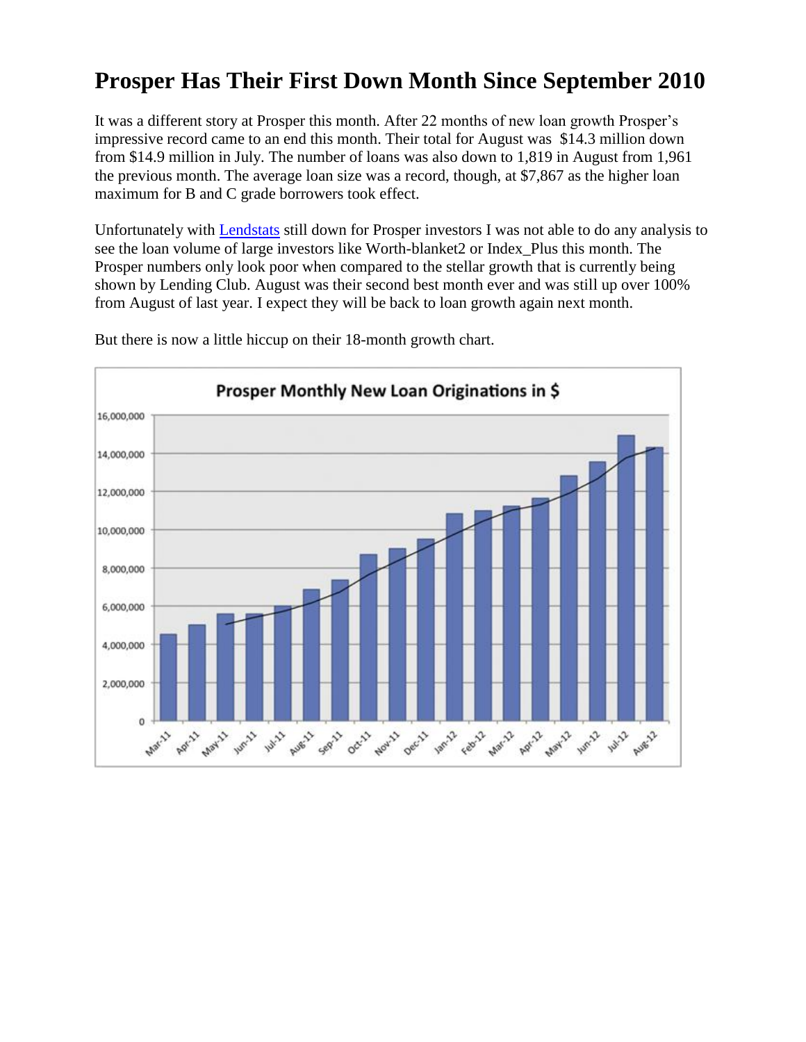# Prosper Has Their First Down Month Since September 2010

It was a different story at Prosper this month. After 22 months of new loan growth Prosper's impressive record came to an end this month. Their total for August was $14.3 million down from $14.9 million in July. The number of loans was also down to 1,819 in August from 1,961 the previous month. The average loan size was a record, though, at $7,867 as the higher loan maximum for B and C grade borrowers took effect.

Unfortunately with Lendstats still down for Prosper investors I was not able to do any analysis to see the loan volume of large investors like Worth-blanket2 or Index_Plus this month. The Prosper numbers only look poor when compared to the stellar growth that is currently being shown by Lending Club. August was their second best month ever and was still up over 100% from August of last year. I expect they will be back to loan growth again next month.

But there is now a little hiccup on their 18-month growth chart.

Prosper Monthly New Loan Originations in $

16,000,000
14,000,000
12,000,000
10,000,000
8,000,000
6,000,000
4,000,000
2,000,000
0

Mar-11 Apr-11 May-11 Jun-11 Jul-11 Aug-11 Sep-11 Oct-11 Nov-11 Dec-11 Jan-12 Feb-12 Mar-12 Apr-12 May-12 Jun-12 Jul-12 Aug-12